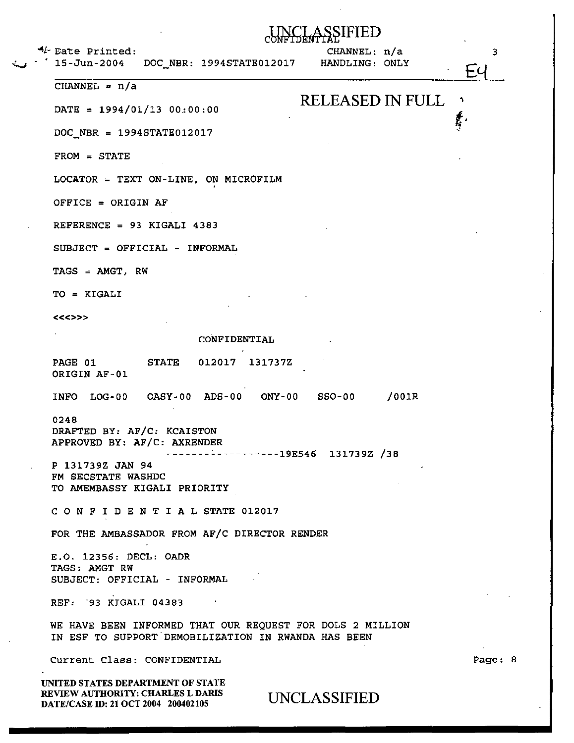UNCLASSIFIED
CONFIDENTIAL

Date Printed: 15-Jun-2004 DOC_NBR: 1994STATE012017 CHANNEL: n/a HANDLING: ONLY

E4

CHANNEL = n/a

RELEASED IN FULL

DATE = 1994/01/13 00:00:00

DOC_NBR = 1994STATE012017

FROM = STATE

LOCATOR = TEXT ON-LINE, ON MICROFILM

OFFICE = ORIGIN AF

REFERENCE = 93 KIGALI 4383

SUBJECT = OFFICIAL - INFORMAL

TAGS = AMGT, RW

TO = KIGALI

<<<>>>

CONFIDENTIAL

PAGE 01 STATE 012017 131737Z
ORIGIN AF-01

INFO LOG-00 OASY-00 ADS-00 ONY-00 SSO-00 /001R

0248
DRAFTED BY: AF/C: KCAISTON
APPROVED BY: AF/C: AXRENDER
------------------19E546 131739Z /38
P 131739Z JAN 94
FM SECSTATE WASHDC
TO AMEMBASSY KIGALI PRIORITY

C O N F I D E N T I A L STATE 012017

FOR THE AMBASSADOR FROM AF/C DIRECTOR RENDER

E.O. 12356: DECL: OADR
TAGS: AMGT RW
SUBJECT: OFFICIAL - INFORMAL

REF: 93 KIGALI 04383

WE HAVE BEEN INFORMED THAT OUR REQUEST FOR DOLS 2 MILLION
IN ESF TO SUPPORT DEMOBILIZATION IN RWANDA HAS BEEN

Current Class: CONFIDENTIAL

UNITED STATES DEPARTMENT OF STATE
REVIEW AUTHORITY: CHARLES L DARIS
DATE/CASE ID: 21 OCT 2004 200402105

UNCLASSIFIED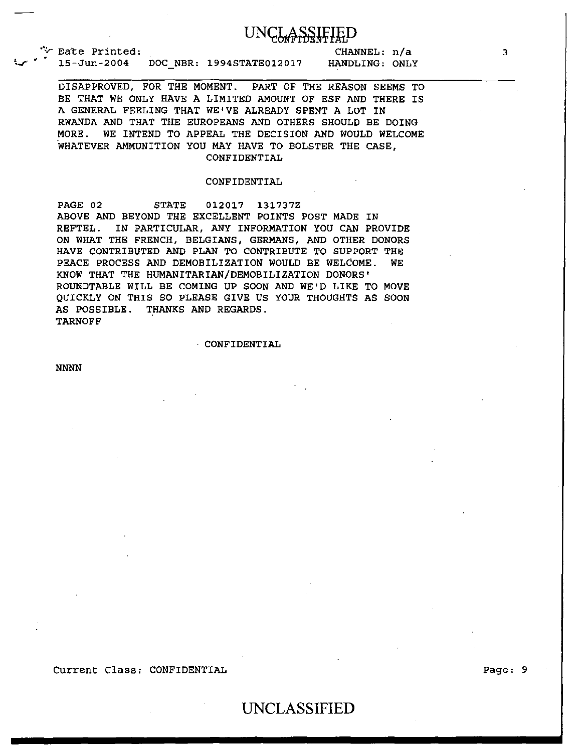DISAPPROVED, FOR THE MOMENT. PART OF THE REASON SEEMS TO BE THAT WE ONLY HAVE A LIMITED AMOUNT OF ESF AND THERE IS A GENERAL FEELING THAT WE'VE ALREADY SPENT A LOT IN RWANDA AND THAT THE EUROPEANS AND OTHERS SHOULD BE DOING MORE. WE INTEND TO APPEAL THE DECISION AND WOULD WELCOME WHATEVER AMMUNITION YOU MAY HAVE TO BOLSTER THE CASE,

CONFIDENTIAL

CONFIDENTIAL

PAGE 02 STATE 012017 131737Z

ABOVE AND BEYOND THE EXCELLENT POINTS POST MADE IN REFTEL. IN PARTICULAR, ANY INFORMATION YOU CAN PROVIDE ON WHAT THE FRENCH, BELGIANS, GERMANS, AND OTHER DONORS HAVE CONTRIBUTED AND PLAN TO CONTRIBUTE TO SUPPORT THE PEACE PROCESS AND DEMOBILIZATION WOULD BE WELCOME. WE KNOW THAT THE HUMANITARIAN/DEMOBILIZATION DONORS' ROUNDTABLE WILL BE COMING UP SOON AND WE'D LIKE TO MOVE QUICKLY ON THIS SO PLEASE GIVE US YOUR THOUGHTS AS SOON AS POSSIBLE. THANKS AND REGARDS.

TARNOFF

CONFIDENTIAL

NNNN